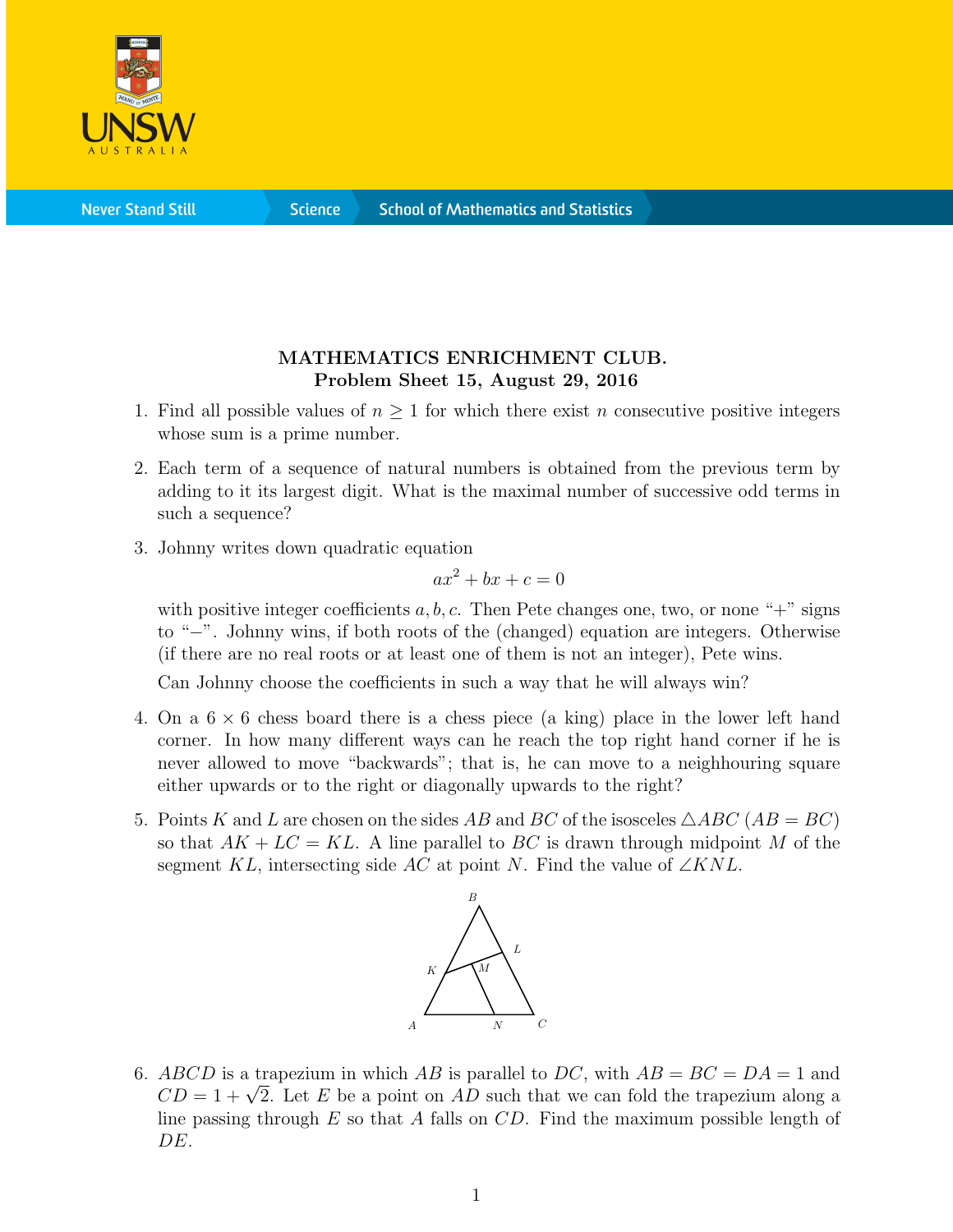**MATHEMATICS ENRICHMENT CLUB.**
**Problem Sheet 15, August 29, 2016**

1. Find all possible values of $n \geq 1$ for which there exist $n$ consecutive positive integers whose sum is a prime number.

2. Each term of a sequence of natural numbers is obtained from the previous term by adding to it its largest digit. What is the maximal number of successive odd terms in such a sequence?

3. Johnny writes down quadratic equation
$$ax^2 + bx + c = 0$$
with positive integer coefficients $a, b, c$. Then Pete changes one, two, or none "+" signs to "−". Johnny wins, if both roots of the (changed) equation are integers. Otherwise (if there are no real roots or at least one of them is not an integer), Pete wins.

   Can Johnny choose the coefficients in such a way that he will always win?

4. On a $6 \times 6$ chess board there is a chess piece (a king) place in the lower left hand corner. In how many different ways can he reach the top right hand corner if he is never allowed to move "backwards"; that is, he can move to a neighbouring square either upwards or to the right or diagonally upwards to the right?

5. Points $K$ and $L$ are chosen on the sides $AB$ and $BC$ of the isosceles $\triangle ABC$ ($AB = BC$) so that $AK + LC = KL$. A line parallel to $BC$ is drawn through midpoint $M$ of the segment $KL$, intersecting side $AC$ at point $N$. Find the value of $\angle KNL$.

6. $ABCD$ is a trapezium in which $AB$ is parallel to $DC$, with $AB = BC = DA = 1$ and $CD = 1 + \sqrt{2}$. Let $E$ be a point on $AD$ such that we can fold the trapezium along a line passing through $E$ so that $A$ falls on $CD$. Find the maximum possible length of $DE$.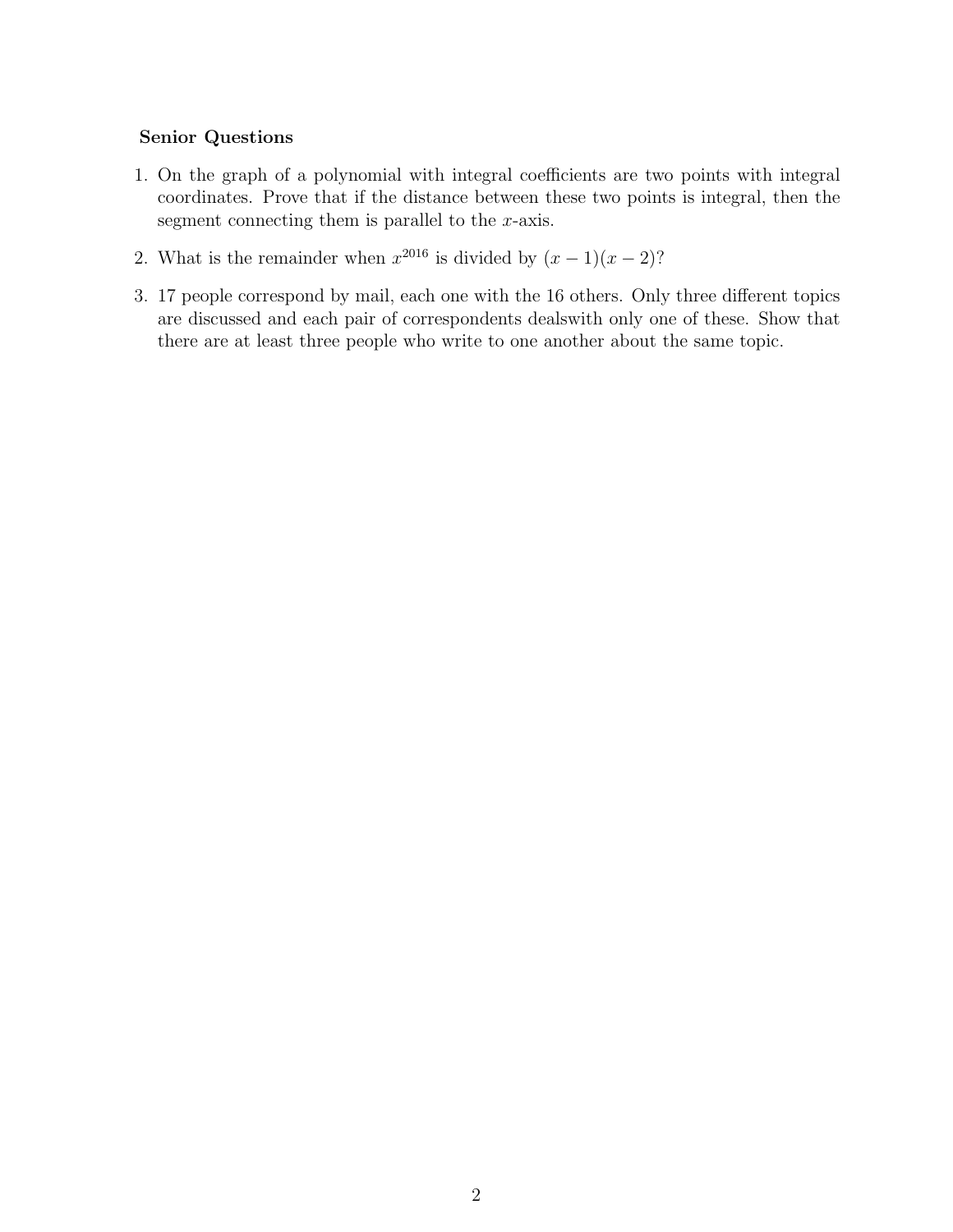**Senior Questions**

1. On the graph of a polynomial with integral coefficients are two points with integral coordinates. Prove that if the distance between these two points is integral, then the segment connecting them is parallel to the $x$-axis.

2. What is the remainder when $x^{2016}$ is divided by $(x-1)(x-2)$?

3. 17 people correspond by mail, each one with the 16 others. Only three different topics are discussed and each pair of correspondents dealswith only one of these. Show that there are at least three people who write to one another about the same topic.